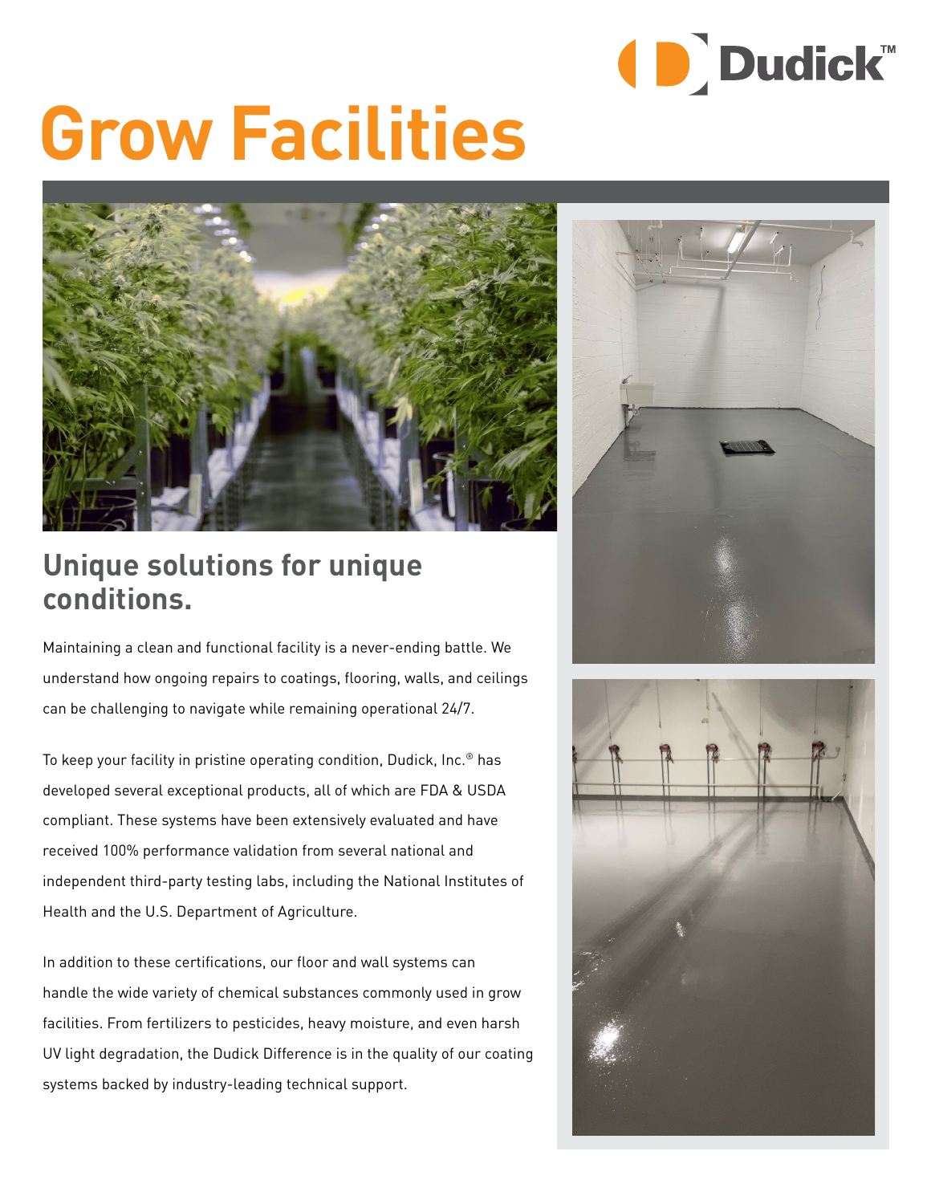# Grow Facilities

## Unique solutions for unique conditions.

Maintaining a clean and functional facility is a never-ending battle. We understand how ongoing repairs to coatings, flooring, walls, and ceilings can be challenging to navigate while remaining operational 24/7.

To keep your facility in pristine operating condition, Dudick, Inc.® has developed several exceptional products, all of which are FDA & USDA compliant. These systems have been extensively evaluated and have received 100% performance validation from several national and independent third-party testing labs, including the National Institutes of Health and the U.S. Department of Agriculture.

In addition to these certifications, our floor and wall systems can handle the wide variety of chemical substances commonly used in grow facilities. From fertilizers to pesticides, heavy moisture, and even harsh UV light degradation, the Dudick Difference is in the quality of our coating systems backed by industry-leading technical support.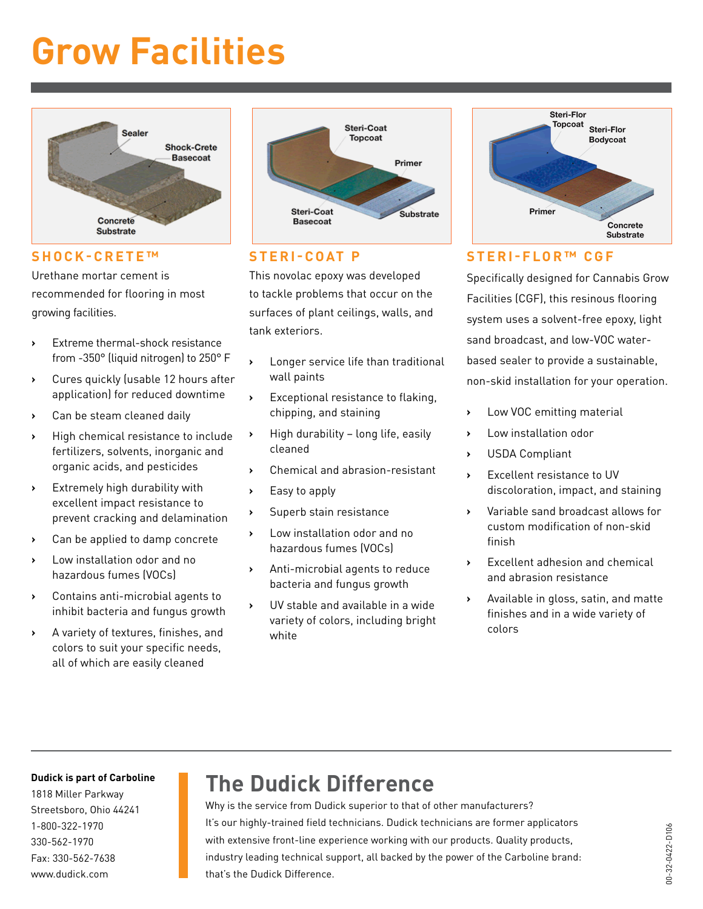# Grow Facilities

Sealer
Shock-Crete Basecoat
Concrete Substrate

## SHOCK-CRETE™

Urethane mortar cement is recommended for flooring in most growing facilities.

- Extreme thermal-shock resistance from -350° (liquid nitrogen) to 250° F
- Cures quickly (usable 12 hours after application) for reduced downtime
- Can be steam cleaned daily
- High chemical resistance to include fertilizers, solvents, inorganic and organic acids, and pesticides
- Extremely high durability with excellent impact resistance to prevent cracking and delamination
- Can be applied to damp concrete
- Low installation odor and no hazardous fumes (VOCs)
- Contains anti-microbial agents to inhibit bacteria and fungus growth
- A variety of textures, finishes, and colors to suit your specific needs, all of which are easily cleaned

Steri-Coat Topcoat
Primer
Steri-Coat Basecoat
Substrate

## STERI-COAT P

This novolac epoxy was developed to tackle problems that occur on the surfaces of plant ceilings, walls, and tank exteriors.

- Longer service life than traditional wall paints
- Exceptional resistance to flaking, chipping, and staining
- High durability – long life, easily cleaned
- Chemical and abrasion-resistant
- Easy to apply
- Superb stain resistance
- Low installation odor and no hazardous fumes (VOCs)
- Anti-microbial agents to reduce bacteria and fungus growth
- UV stable and available in a wide variety of colors, including bright white

Steri-Flor Topcoat
Steri-Flor Bodycoat
Primer
Concrete Substrate

## STERI-FLOR™ CGF

Specifically designed for Cannabis Grow Facilities (CGF), this resinous flooring system uses a solvent-free epoxy, light sand broadcast, and low-VOC water-based sealer to provide a sustainable, non-skid installation for your operation.

- Low VOC emitting material
- Low installation odor
- USDA Compliant
- Excellent resistance to UV discoloration, impact, and staining
- Variable sand broadcast allows for custom modification of non-skid finish
- Excellent adhesion and chemical and abrasion resistance
- Available in gloss, satin, and matte finishes and in a wide variety of colors

**Dudick is part of Carboline**
1818 Miller Parkway
Streetsboro, Ohio 44241
1-800-322-1970
330-562-1970
Fax: 330-562-7638
www.dudick.com

## The Dudick Difference

Why is the service from Dudick superior to that of other manufacturers? It's our highly-trained field technicians. Dudick technicians are former applicators with extensive front-line experience working with our products. Quality products, industry leading technical support, all backed by the power of the Carboline brand: that's the Dudick Difference.

00-32-0422-D106